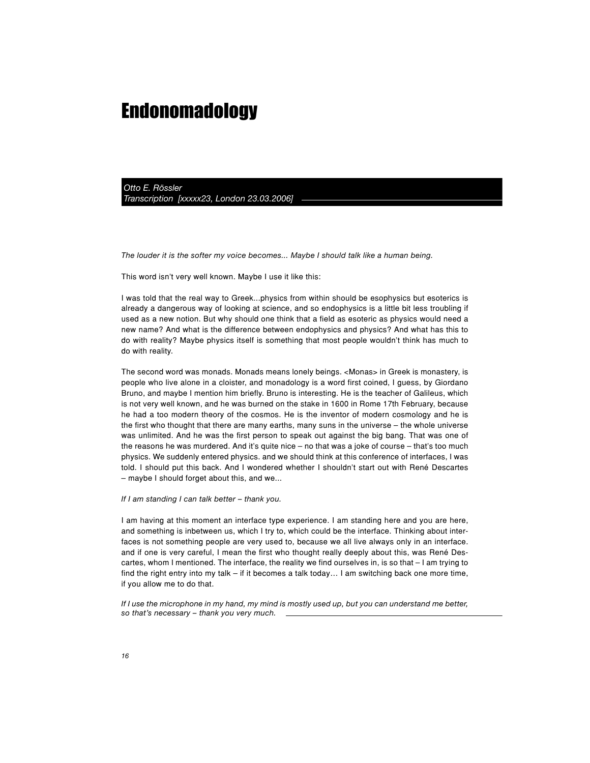# Endonomadology

*Otto E. Rössler*
*Transcription [xxxxx23, London 23.03.2006]*

*The louder it is the softer my voice becomes... Maybe I should talk like a human being.*

This word isn't very well known. Maybe I use it like this:

I was told that the real way to Greek...physics from within should be esophysics but esoterics is already a dangerous way of looking at science, and so endophysics is a little bit less troubling if used as a new notion. But why should one think that a field as esoteric as physics would need a new name? And what is the difference between endophysics and physics? And what has this to do with reality? Maybe physics itself is something that most people wouldn't think has much to do with reality.

The second word was monads. Monads means lonely beings. <Monas> in Greek is monastery, is people who live alone in a cloister, and monadology is a word first coined, I guess, by Giordano Bruno, and maybe I mention him briefly. Bruno is interesting. He is the teacher of Galileus, which is not very well known, and he was burned on the stake in 1600 in Rome 17th February, because he had a too modern theory of the cosmos. He is the inventor of modern cosmology and he is the first who thought that there are many earths, many suns in the universe – the whole universe was unlimited. And he was the first person to speak out against the big bang. That was one of the reasons he was murdered. And it's quite nice – no that was a joke of course – that's too much physics. We suddenly entered physics. and we should think at this conference of interfaces, I was told. I should put this back. And I wondered whether I shouldn't start out with René Descartes – maybe I should forget about this, and we...

*If I am standing I can talk better – thank you.*

I am having at this moment an interface type experience. I am standing here and you are here, and something is inbetween us, which I try to, which could be the interface. Thinking about interfaces is not something people are very used to, because we all live always only in an interface. and if one is very careful, I mean the first who thought really deeply about this, was René Descartes, whom I mentioned. The interface, the reality we find ourselves in, is so that – I am trying to find the right entry into my talk – if it becomes a talk today… I am switching back one more time, if you allow me to do that.

*If I use the microphone in my hand, my mind is mostly used up, but you can understand me better, so that's necessary – thank you very much.*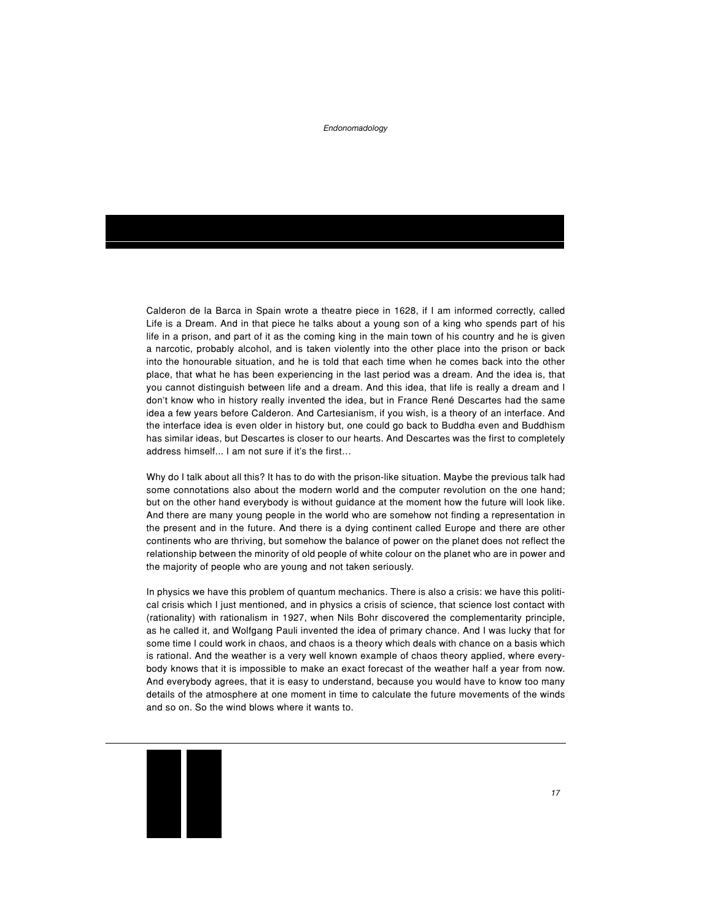Calderon de la Barca in Spain wrote a theatre piece in 1628, if I am informed correctly, called Life is a Dream. And in that piece he talks about a young son of a king who spends part of his life in a prison, and part of it as the coming king in the main town of his country and he is given a narcotic, probably alcohol, and is taken violently into the other place into the prison or back into the honourable situation, and he is told that each time when he comes back into the other place, that what he has been experiencing in the last period was a dream. And the idea is, that you cannot distinguish between life and a dream. And this idea, that life is really a dream and I don't know who in history really invented the idea, but in France René Descartes had the same idea a few years before Calderon. And Cartesianism, if you wish, is a theory of an interface. And the interface idea is even older in history but, one could go back to Buddha even and Buddhism has similar ideas, but Descartes is closer to our hearts. And Descartes was the first to completely address himself... I am not sure if it's the first…

Why do I talk about all this? It has to do with the prison-like situation. Maybe the previous talk had some connotations also about the modern world and the computer revolution on the one hand; but on the other hand everybody is without guidance at the moment how the future will look like. And there are many young people in the world who are somehow not finding a representation in the present and in the future. And there is a dying continent called Europe and there are other continents who are thriving, but somehow the balance of power on the planet does not reflect the relationship between the minority of old people of white colour on the planet who are in power and the majority of people who are young and not taken seriously.

In physics we have this problem of quantum mechanics. There is also a crisis: we have this political crisis which I just mentioned, and in physics a crisis of science, that science lost contact with (rationality) with rationalism in 1927, when Nils Bohr discovered the complementarity principle, as he called it, and Wolfgang Pauli invented the idea of primary chance. And I was lucky that for some time I could work in chaos, and chaos is a theory which deals with chance on a basis which is rational. And the weather is a very well known example of chaos theory applied, where everybody knows that it is impossible to make an exact forecast of the weather half a year from now. And everybody agrees, that it is easy to understand, because you would have to know too many details of the atmosphere at one moment in time to calculate the future movements of the winds and so on. So the wind blows where it wants to.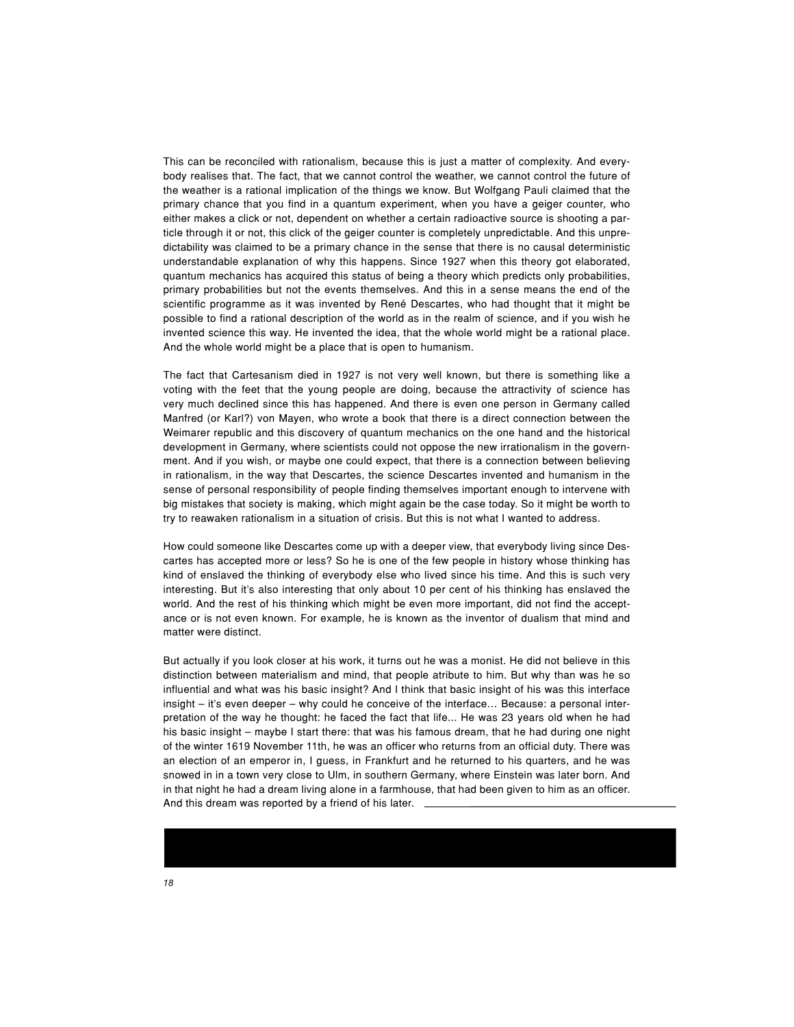This can be reconciled with rationalism, because this is just a matter of complexity. And everybody realises that. The fact, that we cannot control the weather, we cannot control the future of the weather is a rational implication of the things we know. But Wolfgang Pauli claimed that the primary chance that you find in a quantum experiment, when you have a geiger counter, who either makes a click or not, dependent on whether a certain radioactive source is shooting a particle through it or not, this click of the geiger counter is completely unpredictable. And this unpredictability was claimed to be a primary chance in the sense that there is no causal deterministic understandable explanation of why this happens. Since 1927 when this theory got elaborated, quantum mechanics has acquired this status of being a theory which predicts only probabilities, primary probabilities but not the events themselves. And this in a sense means the end of the scientific programme as it was invented by René Descartes, who had thought that it might be possible to find a rational description of the world as in the realm of science, and if you wish he invented science this way. He invented the idea, that the whole world might be a rational place. And the whole world might be a place that is open to humanism.

The fact that Cartesanism died in 1927 is not very well known, but there is something like a voting with the feet that the young people are doing, because the attractivity of science has very much declined since this has happened. And there is even one person in Germany called Manfred (or Karl?) von Mayen, who wrote a book that there is a direct connection between the Weimarer republic and this discovery of quantum mechanics on the one hand and the historical development in Germany, where scientists could not oppose the new irrationalism in the government. And if you wish, or maybe one could expect, that there is a connection between believing in rationalism, in the way that Descartes, the science Descartes invented and humanism in the sense of personal responsibility of people finding themselves important enough to intervene with big mistakes that society is making, which might again be the case today. So it might be worth to try to reawaken rationalism in a situation of crisis. But this is not what I wanted to address.

How could someone like Descartes come up with a deeper view, that everybody living since Descartes has accepted more or less? So he is one of the few people in history whose thinking has kind of enslaved the thinking of everybody else who lived since his time. And this is such very interesting. But it's also interesting that only about 10 per cent of his thinking has enslaved the world. And the rest of his thinking which might be even more important, did not find the acceptance or is not even known. For example, he is known as the inventor of dualism that mind and matter were distinct.

But actually if you look closer at his work, it turns out he was a monist. He did not believe in this distinction between materialism and mind, that people atribute to him. But why than was he so influential and what was his basic insight? And I think that basic insight of his was this interface insight – it's even deeper – why could he conceive of the interface… Because: a personal interpretation of the way he thought: he faced the fact that life... He was 23 years old when he had his basic insight – maybe I start there: that was his famous dream, that he had during one night of the winter 1619 November 11th, he was an officer who returns from an official duty. There was an election of an emperor in, I guess, in Frankfurt and he returned to his quarters, and he was snowed in in a town very close to Ulm, in southern Germany, where Einstein was later born. And in that night he had a dream living alone in a farmhouse, that had been given to him as an officer. And this dream was reported by a friend of his later.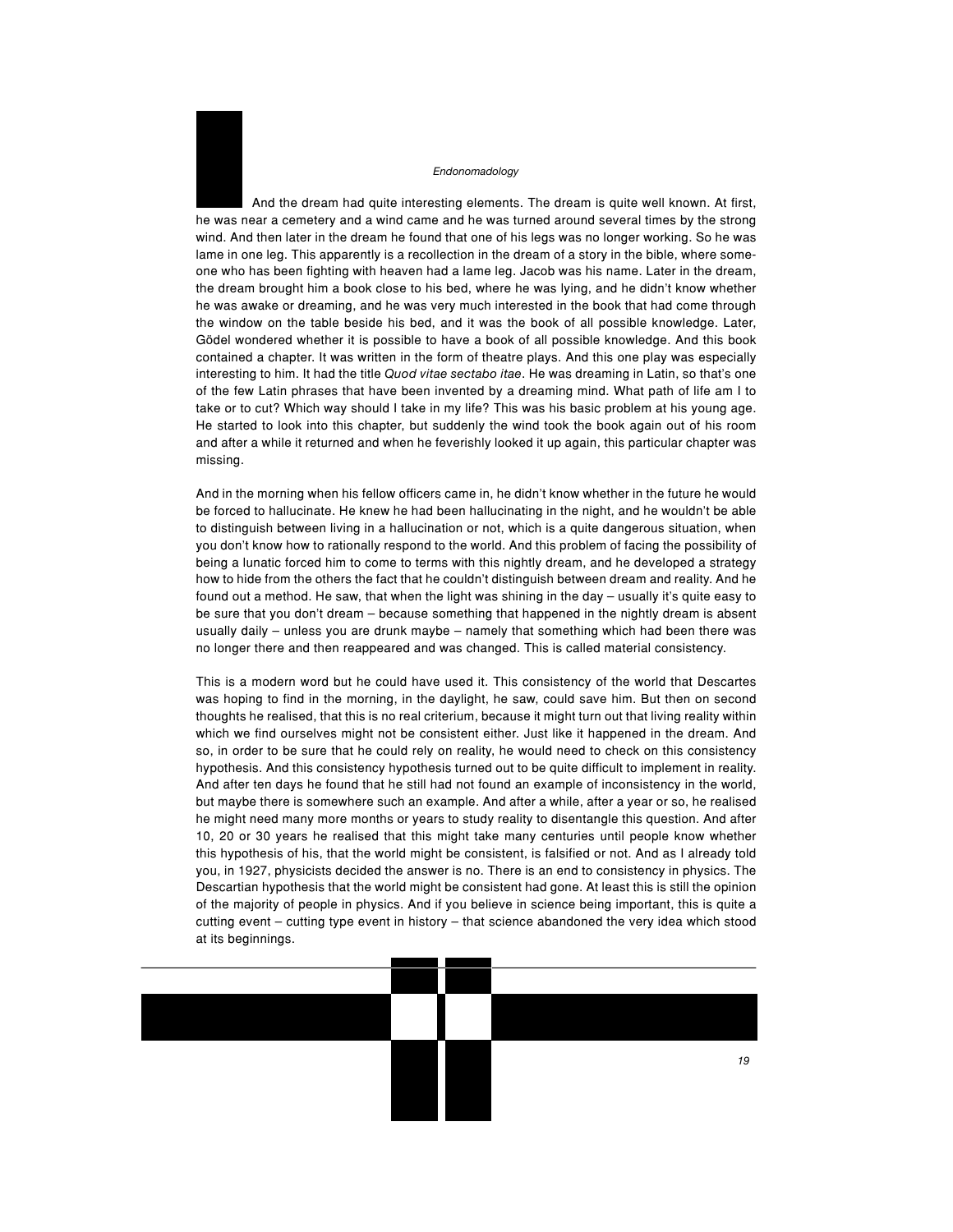And the dream had quite interesting elements. The dream is quite well known. At first, he was near a cemetery and a wind came and he was turned around several times by the strong wind. And then later in the dream he found that one of his legs was no longer working. So he was lame in one leg. This apparently is a recollection in the dream of a story in the bible, where someone who has been fighting with heaven had a lame leg. Jacob was his name. Later in the dream, the dream brought him a book close to his bed, where he was lying, and he didn't know whether he was awake or dreaming, and he was very much interested in the book that had come through the window on the table beside his bed, and it was the book of all possible knowledge. Later, Gödel wondered whether it is possible to have a book of all possible knowledge. And this book contained a chapter. It was written in the form of theatre plays. And this one play was especially interesting to him. It had the title *Quod vitae sectabo itae*. He was dreaming in Latin, so that's one of the few Latin phrases that have been invented by a dreaming mind. What path of life am I to take or to cut? Which way should I take in my life? This was his basic problem at his young age. He started to look into this chapter, but suddenly the wind took the book again out of his room and after a while it returned and when he feverishly looked it up again, this particular chapter was missing.

And in the morning when his fellow officers came in, he didn't know whether in the future he would be forced to hallucinate. He knew he had been hallucinating in the night, and he wouldn't be able to distinguish between living in a hallucination or not, which is a quite dangerous situation, when you don't know how to rationally respond to the world. And this problem of facing the possibility of being a lunatic forced him to come to terms with this nightly dream, and he developed a strategy how to hide from the others the fact that he couldn't distinguish between dream and reality. And he found out a method. He saw, that when the light was shining in the day – usually it's quite easy to be sure that you don't dream – because something that happened in the nightly dream is absent usually daily – unless you are drunk maybe – namely that something which had been there was no longer there and then reappeared and was changed. This is called material consistency.

This is a modern word but he could have used it. This consistency of the world that Descartes was hoping to find in the morning, in the daylight, he saw, could save him. But then on second thoughts he realised, that this is no real criterium, because it might turn out that living reality within which we find ourselves might not be consistent either. Just like it happened in the dream. And so, in order to be sure that he could rely on reality, he would need to check on this consistency hypothesis. And this consistency hypothesis turned out to be quite difficult to implement in reality. And after ten days he found that he still had not found an example of inconsistency in the world, but maybe there is somewhere such an example. And after a while, after a year or so, he realised he might need many more months or years to study reality to disentangle this question. And after 10, 20 or 30 years he realised that this might take many centuries until people know whether this hypothesis of his, that the world might be consistent, is falsified or not. And as I already told you, in 1927, physicists decided the answer is no. There is an end to consistency in physics. The Descartian hypothesis that the world might be consistent had gone. At least this is still the opinion of the majority of people in physics. And if you believe in science being important, this is quite a cutting event – cutting type event in history – that science abandoned the very idea which stood at its beginnings.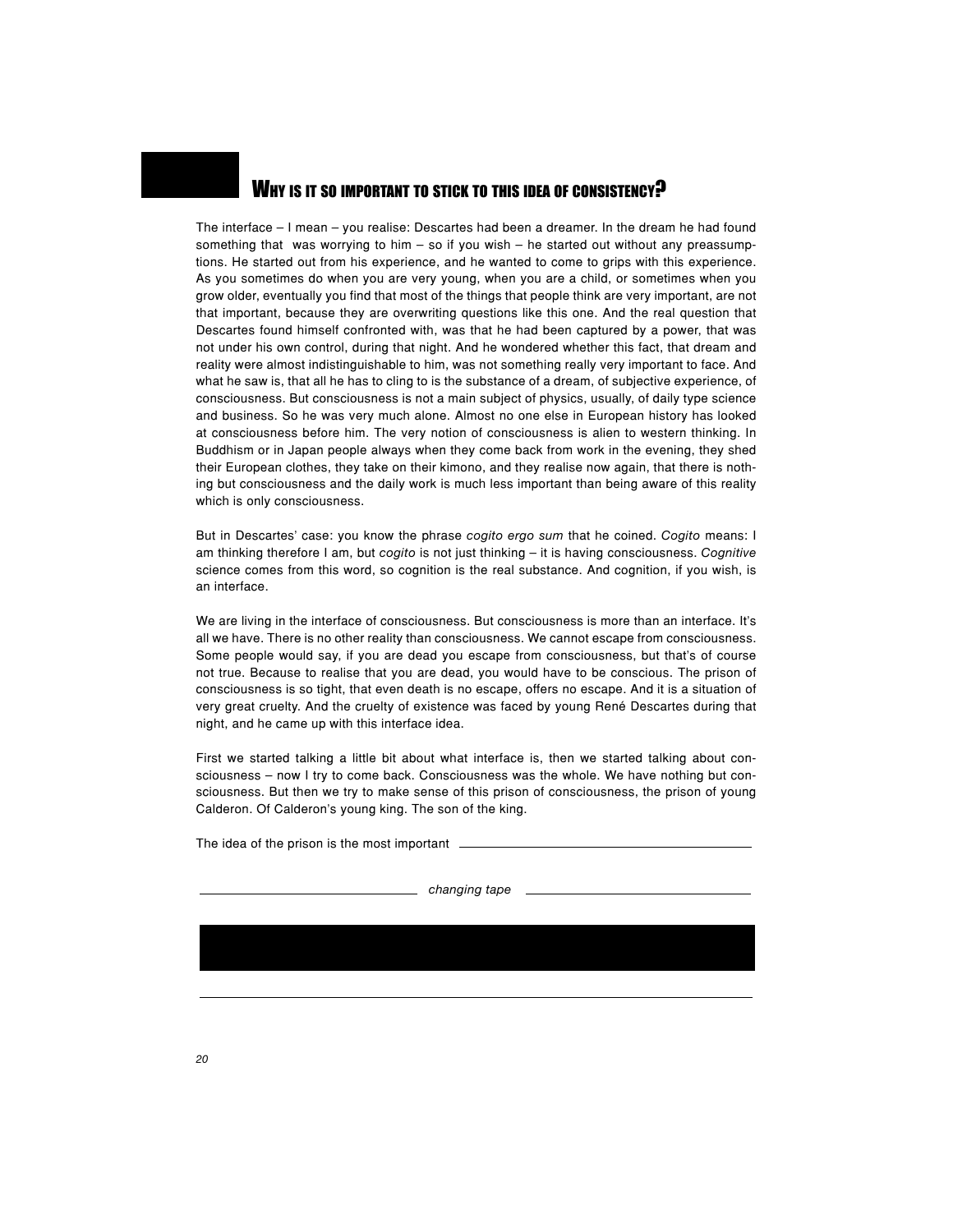## Why is it so important to stick to this idea of consistency?

The interface – I mean – you realise: Descartes had been a dreamer. In the dream he had found something that was worrying to him – so if you wish – he started out without any preassumptions. He started out from his experience, and he wanted to come to grips with this experience. As you sometimes do when you are very young, when you are a child, or sometimes when you grow older, eventually you find that most of the things that people think are very important, are not that important, because they are overwriting questions like this one. And the real question that Descartes found himself confronted with, was that he had been captured by a power, that was not under his own control, during that night. And he wondered whether this fact, that dream and reality were almost indistinguishable to him, was not something really very important to face. And what he saw is, that all he has to cling to is the substance of a dream, of subjective experience, of consciousness. But consciousness is not a main subject of physics, usually, of daily type science and business. So he was very much alone. Almost no one else in European history has looked at consciousness before him. The very notion of consciousness is alien to western thinking. In Buddhism or in Japan people always when they come back from work in the evening, they shed their European clothes, they take on their kimono, and they realise now again, that there is nothing but consciousness and the daily work is much less important than being aware of this reality which is only consciousness.

But in Descartes' case: you know the phrase *cogito ergo sum* that he coined. *Cogito* means: I am thinking therefore I am, but *cogito* is not just thinking – it is having consciousness. *Cognitive* science comes from this word, so cognition is the real substance. And cognition, if you wish, is an interface.

We are living in the interface of consciousness. But consciousness is more than an interface. It's all we have. There is no other reality than consciousness. We cannot escape from consciousness. Some people would say, if you are dead you escape from consciousness, but that's of course not true. Because to realise that you are dead, you would have to be conscious. The prison of consciousness is so tight, that even death is no escape, offers no escape. And it is a situation of very great cruelty. And the cruelty of existence was faced by young René Descartes during that night, and he came up with this interface idea.

First we started talking a little bit about what interface is, then we started talking about consciousness – now I try to come back. Consciousness was the whole. We have nothing but consciousness. But then we try to make sense of this prison of consciousness, the prison of young Calderon. Of Calderon's young king. The son of the king.

The idea of the prison is the most important ———

——— *changing tape* ———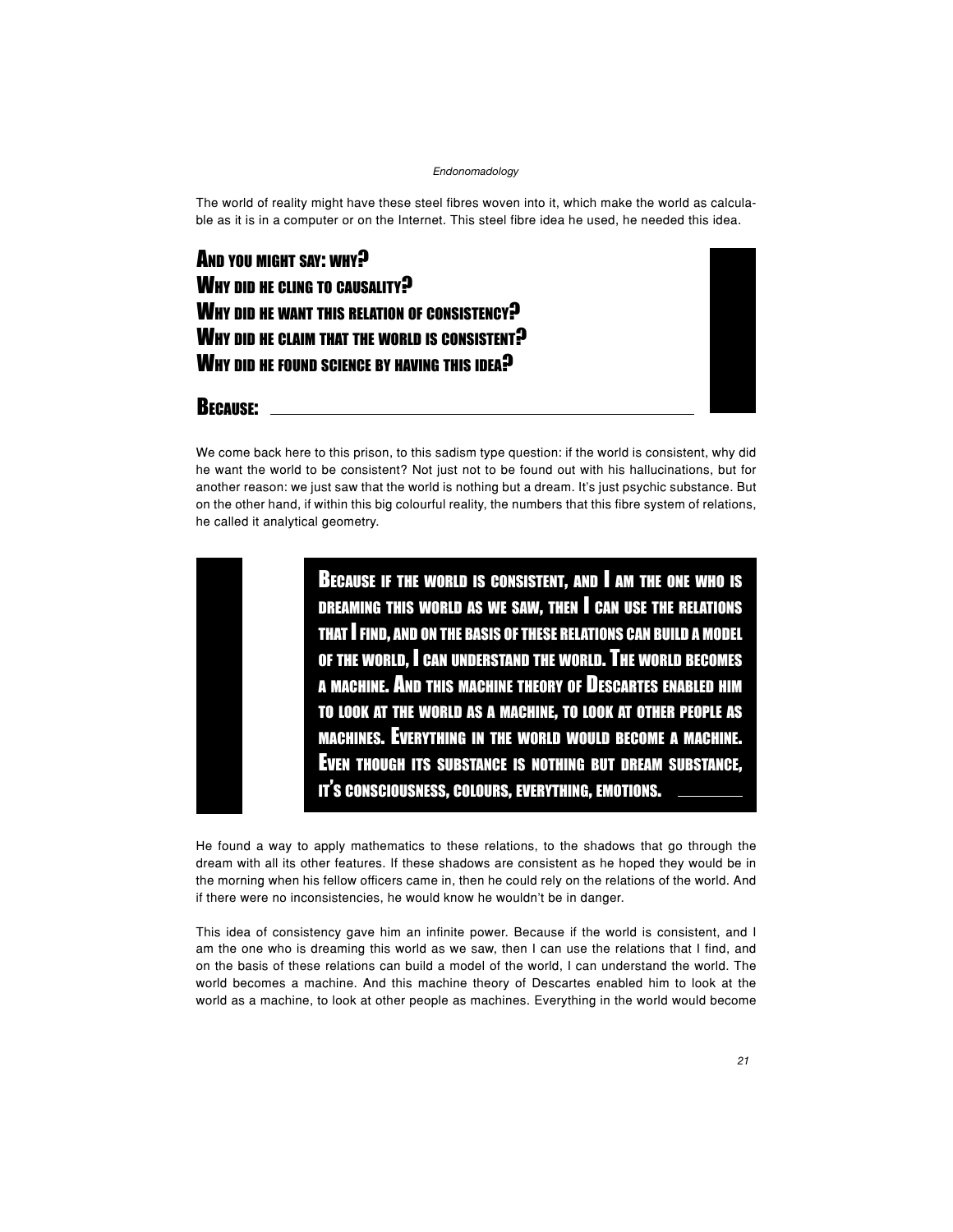The world of reality might have these steel fibres woven into it, which make the world as calculable as it is in a computer or on the Internet. This steel fibre idea he used, he needed this idea.

**And you might say: why?**
**Why did he cling to causality?**
**Why did he want this relation of consistency?**
**Why did he claim that the world is consistent?**
**Why did he found science by having this idea?**

**Because:**

We come back here to this prison, to this sadism type question: if the world is consistent, why did he want the world to be consistent? Not just not to be found out with his hallucinations, but for another reason: we just saw that the world is nothing but a dream. It's just psychic substance. But on the other hand, if within this big colourful reality, the numbers that this fibre system of relations, he called it analytical geometry.

> **Because if the world is consistent, and I am the one who is dreaming this world as we saw, then I can use the relations that I find, and on the basis of these relations can build a model of the world, I can understand the world. The world becomes a machine. And this machine theory of Descartes enabled him to look at the world as a machine, to look at other people as machines. Everything in the world would become a machine. Even though its substance is nothing but dream substance, it's consciousness, colours, everything, emotions.**

He found a way to apply mathematics to these relations, to the shadows that go through the dream with all its other features. If these shadows are consistent as he hoped they would be in the morning when his fellow officers came in, then he could rely on the relations of the world. And if there were no inconsistencies, he would know he wouldn't be in danger.

This idea of consistency gave him an infinite power. Because if the world is consistent, and I am the one who is dreaming this world as we saw, then I can use the relations that I find, and on the basis of these relations can build a model of the world, I can understand the world. The world becomes a machine. And this machine theory of Descartes enabled him to look at the world as a machine, to look at other people as machines. Everything in the world would become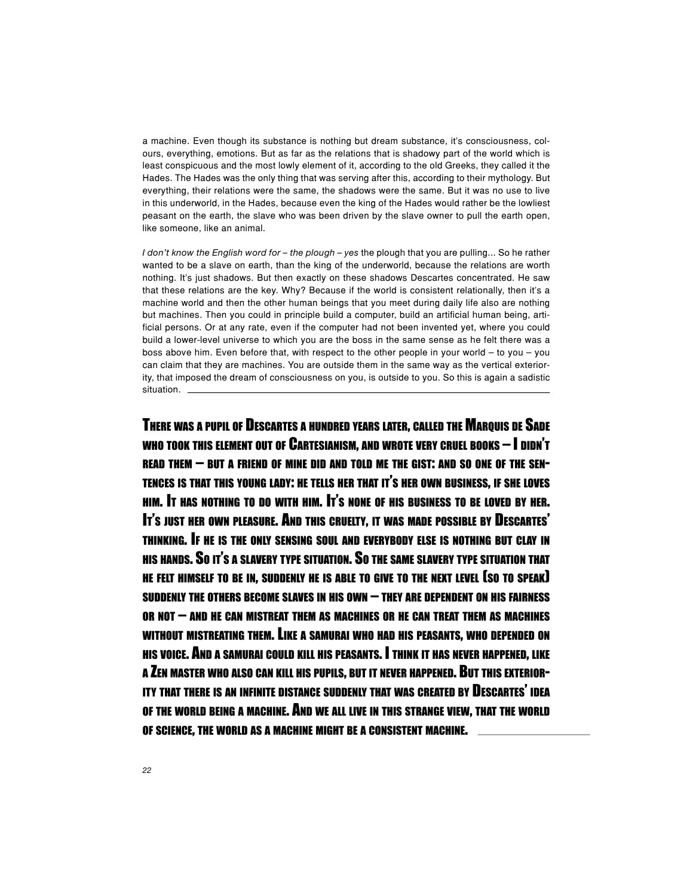a machine. Even though its substance is nothing but dream substance, it's consciousness, colours, everything, emotions. But as far as the relations that is shadowy part of the world which is least conspicuous and the most lowly element of it, according to the old Greeks, they called it the Hades. The Hades was the only thing that was serving after this, according to their mythology. But everything, their relations were the same, the shadows were the same. But it was no use to live in this underworld, in the Hades, because even the king of the Hades would rather be the lowliest peasant on the earth, the slave who was been driven by the slave owner to pull the earth open, like someone, like an animal.

*I don't know the English word for – the plough – yes* the plough that you are pulling... So he rather wanted to be a slave on earth, than the king of the underworld, because the relations are worth nothing. It's just shadows. But then exactly on these shadows Descartes concentrated. He saw that these relations are the key. Why? Because if the world is consistent relationally, then it's a machine world and then the other human beings that you meet during daily life also are nothing but machines. Then you could in principle build a computer, build an artificial human being, artificial persons. Or at any rate, even if the computer had not been invented yet, where you could build a lower-level universe to which you are the boss in the same sense as he felt there was a boss above him. Even before that, with respect to the other people in your world – to you – you can claim that they are machines. You are outside them in the same way as the vertical exteriority, that imposed the dream of consciousness on you, is outside to you. So this is again a sadistic situation.

**THERE WAS A PUPIL OF DESCARTES A HUNDRED YEARS LATER, CALLED THE MARQUIS DE SADE WHO TOOK THIS ELEMENT OUT OF CARTESIANISM, AND WROTE VERY CRUEL BOOKS – I DIDN'T READ THEM – BUT A FRIEND OF MINE DID AND TOLD ME THE GIST: AND SO ONE OF THE SENTENCES IS THAT THIS YOUNG LADY: HE TELLS HER THAT IT'S HER OWN BUSINESS, IF SHE LOVES HIM. IT HAS NOTHING TO DO WITH HIM. IT'S NONE OF HIS BUSINESS TO BE LOVED BY HER. IT'S JUST HER OWN PLEASURE. AND THIS CRUELTY, IT WAS MADE POSSIBLE BY DESCARTES' THINKING. IF HE IS THE ONLY SENSING SOUL AND EVERYBODY ELSE IS NOTHING BUT CLAY IN HIS HANDS. SO IT'S A SLAVERY TYPE SITUATION. SO THE SAME SLAVERY TYPE SITUATION THAT HE FELT HIMSELF TO BE IN, SUDDENLY HE IS ABLE TO GIVE TO THE NEXT LEVEL (SO TO SPEAK) SUDDENLY THE OTHERS BECOME SLAVES IN HIS OWN – THEY ARE DEPENDENT ON HIS FAIRNESS OR NOT – AND HE CAN MISTREAT THEM AS MACHINES OR HE CAN TREAT THEM AS MACHINES WITHOUT MISTREATING THEM. LIKE A SAMURAI WHO HAD HIS PEASANTS, WHO DEPENDED ON HIS VOICE. AND A SAMURAI COULD KILL HIS PEASANTS. I THINK IT HAS NEVER HAPPENED, LIKE A ZEN MASTER WHO ALSO CAN KILL HIS PUPILS, BUT IT NEVER HAPPENED. BUT THIS EXTERIORITY THAT THERE IS AN INFINITE DISTANCE SUDDENLY THAT WAS CREATED BY DESCARTES' IDEA OF THE WORLD BEING A MACHINE. AND WE ALL LIVE IN THIS STRANGE VIEW, THAT THE WORLD OF SCIENCE, THE WORLD AS A MACHINE MIGHT BE A CONSISTENT MACHINE.**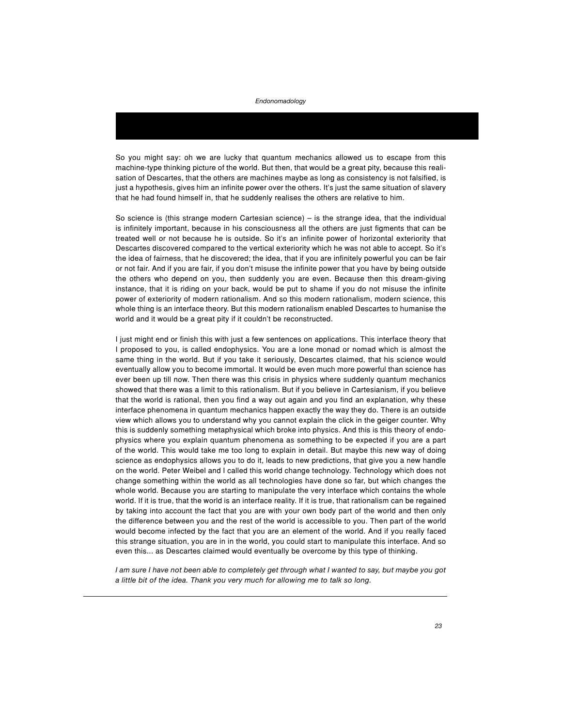So you might say: oh we are lucky that quantum mechanics allowed us to escape from this machine-type thinking picture of the world. But then, that would be a great pity, because this realisation of Descartes, that the others are machines maybe as long as consistency is not falsified, is just a hypothesis, gives him an infinite power over the others. It's just the same situation of slavery that he had found himself in, that he suddenly realises the others are relative to him.

So science is (this strange modern Cartesian science) – is the strange idea, that the individual is infinitely important, because in his consciousness all the others are just figments that can be treated well or not because he is outside. So it's an infinite power of horizontal exteriority that Descartes discovered compared to the vertical exteriority which he was not able to accept. So it's the idea of fairness, that he discovered; the idea, that if you are infinitely powerful you can be fair or not fair. And if you are fair, if you don't misuse the infinite power that you have by being outside the others who depend on you, then suddenly you are even. Because then this dream-giving instance, that it is riding on your back, would be put to shame if you do not misuse the infinite power of exteriority of modern rationalism. And so this modern rationalism, modern science, this whole thing is an interface theory. But this modern rationalism enabled Descartes to humanise the world and it would be a great pity if it couldn't be reconstructed.

I just might end or finish this with just a few sentences on applications. This interface theory that I proposed to you, is called endophysics. You are a lone monad or nomad which is almost the same thing in the world. But if you take it seriously, Descartes claimed, that his science would eventually allow you to become immortal. It would be even much more powerful than science has ever been up till now. Then there was this crisis in physics where suddenly quantum mechanics showed that there was a limit to this rationalism. But if you believe in Cartesianism, if you believe that the world is rational, then you find a way out again and you find an explanation, why these interface phenomena in quantum mechanics happen exactly the way they do. There is an outside view which allows you to understand why you cannot explain the click in the geiger counter. Why this is suddenly something metaphysical which broke into physics. And this is this theory of endophysics where you explain quantum phenomena as something to be expected if you are a part of the world. This would take me too long to explain in detail. But maybe this new way of doing science as endophysics allows you to do it, leads to new predictions, that give you a new handle on the world. Peter Weibel and I called this world change technology. Technology which does not change something within the world as all technologies have done so far, but which changes the whole world. Because you are starting to manipulate the very interface which contains the whole world. If it is true, that the world is an interface reality. If it is true, that rationalism can be regained by taking into account the fact that you are with your own body part of the world and then only the difference between you and the rest of the world is accessible to you. Then part of the world would become infected by the fact that you are an element of the world. And if you really faced this strange situation, you are in in the world, you could start to manipulate this interface. And so even this... as Descartes claimed would eventually be overcome by this type of thinking.

*I am sure I have not been able to completely get through what I wanted to say, but maybe you got a little bit of the idea. Thank you very much for allowing me to talk so long.*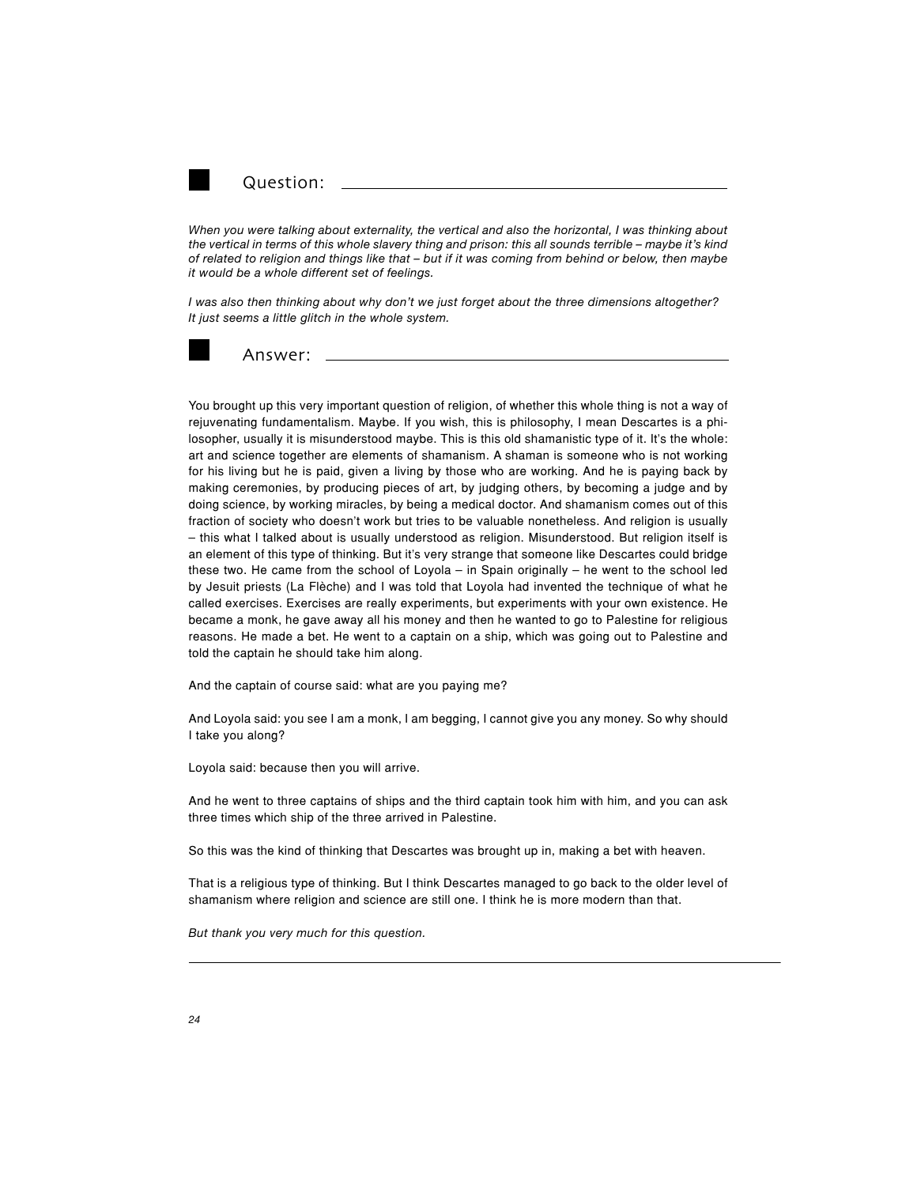## Question:

*When you were talking about externality, the vertical and also the horizontal, I was thinking about the vertical in terms of this whole slavery thing and prison: this all sounds terrible – maybe it's kind of related to religion and things like that – but if it was coming from behind or below, then maybe it would be a whole different set of feelings.*

*I was also then thinking about why don't we just forget about the three dimensions altogether? It just seems a little glitch in the whole system.*

## Answer:

You brought up this very important question of religion, of whether this whole thing is not a way of rejuvenating fundamentalism. Maybe. If you wish, this is philosophy, I mean Descartes is a philosopher, usually it is misunderstood maybe. This is this old shamanistic type of it. It's the whole: art and science together are elements of shamanism. A shaman is someone who is not working for his living but he is paid, given a living by those who are working. And he is paying back by making ceremonies, by producing pieces of art, by judging others, by becoming a judge and by doing science, by working miracles, by being a medical doctor. And shamanism comes out of this fraction of society who doesn't work but tries to be valuable nonetheless. And religion is usually – this what I talked about is usually understood as religion. Misunderstood. But religion itself is an element of this type of thinking. But it's very strange that someone like Descartes could bridge these two. He came from the school of Loyola – in Spain originally – he went to the school led by Jesuit priests (La Flèche) and I was told that Loyola had invented the technique of what he called exercises. Exercises are really experiments, but experiments with your own existence. He became a monk, he gave away all his money and then he wanted to go to Palestine for religious reasons. He made a bet. He went to a captain on a ship, which was going out to Palestine and told the captain he should take him along.

And the captain of course said: what are you paying me?

And Loyola said: you see I am a monk, I am begging, I cannot give you any money. So why should I take you along?

Loyola said: because then you will arrive.

And he went to three captains of ships and the third captain took him with him, and you can ask three times which ship of the three arrived in Palestine.

So this was the kind of thinking that Descartes was brought up in, making a bet with heaven.

That is a religious type of thinking. But I think Descartes managed to go back to the older level of shamanism where religion and science are still one. I think he is more modern than that.

*But thank you very much for this question.*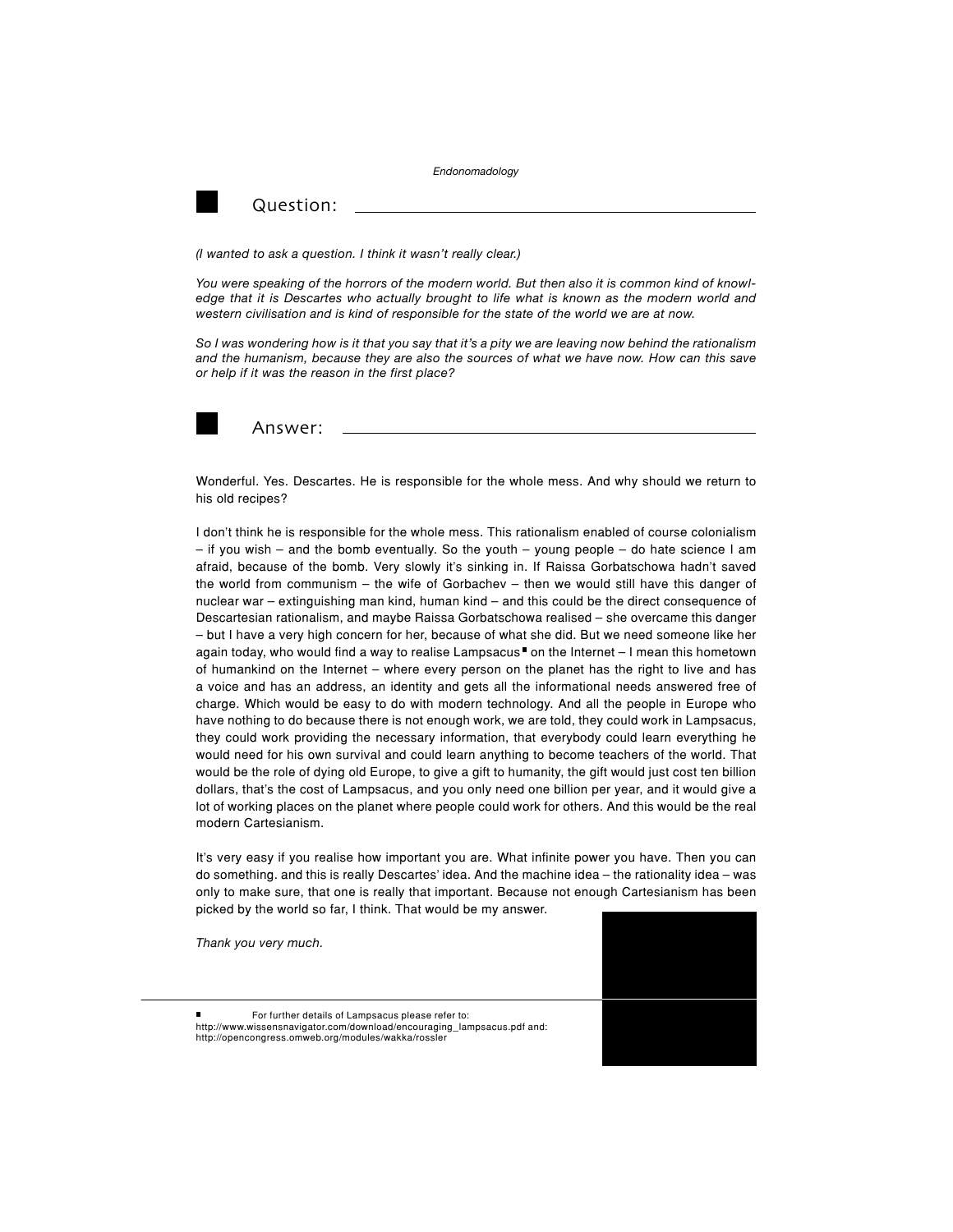## Question:

*(I wanted to ask a question. I think it wasn't really clear.)*

*You were speaking of the horrors of the modern world. But then also it is common kind of knowledge that it is Descartes who actually brought to life what is known as the modern world and western civilisation and is kind of responsible for the state of the world we are at now.*

*So I was wondering how is it that you say that it's a pity we are leaving now behind the rationalism and the humanism, because they are also the sources of what we have now. How can this save or help if it was the reason in the first place?*

## Answer:

Wonderful. Yes. Descartes. He is responsible for the whole mess. And why should we return to his old recipes?

I don't think he is responsible for the whole mess. This rationalism enabled of course colonialism – if you wish – and the bomb eventually. So the youth – young people – do hate science I am afraid, because of the bomb. Very slowly it's sinking in. If Raissa Gorbatschowa hadn't saved the world from communism – the wife of Gorbachev – then we would still have this danger of nuclear war – extinguishing man kind, human kind – and this could be the direct consequence of Descartesian rationalism, and maybe Raissa Gorbatschowa realised – she overcame this danger – but I have a very high concern for her, because of what she did. But we need someone like her again today, who would find a way to realise Lampsacus[■] on the Internet – I mean this hometown of humankind on the Internet – where every person on the planet has the right to live and has a voice and has an address, an identity and gets all the informational needs answered free of charge. Which would be easy to do with modern technology. And all the people in Europe who have nothing to do because there is not enough work, we are told, they could work in Lampsacus, they could work providing the necessary information, that everybody could learn everything he would need for his own survival and could learn anything to become teachers of the world. That would be the role of dying old Europe, to give a gift to humanity, the gift would just cost ten billion dollars, that's the cost of Lampsacus, and you only need one billion per year, and it would give a lot of working places on the planet where people could work for others. And this would be the real modern Cartesianism.

It's very easy if you realise how important you are. What infinite power you have. Then you can do something. and this is really Descartes' idea. And the machine idea – the rationality idea – was only to make sure, that one is really that important. Because not enough Cartesianism has been picked by the world so far, I think. That would be my answer.

*Thank you very much.*

---

[■] For further details of Lampsacus please refer to:
http://www.wissensnavigator.com/download/encouraging_lampsacus.pdf and:
http://opencongress.omweb.org/modules/wakka/rossler